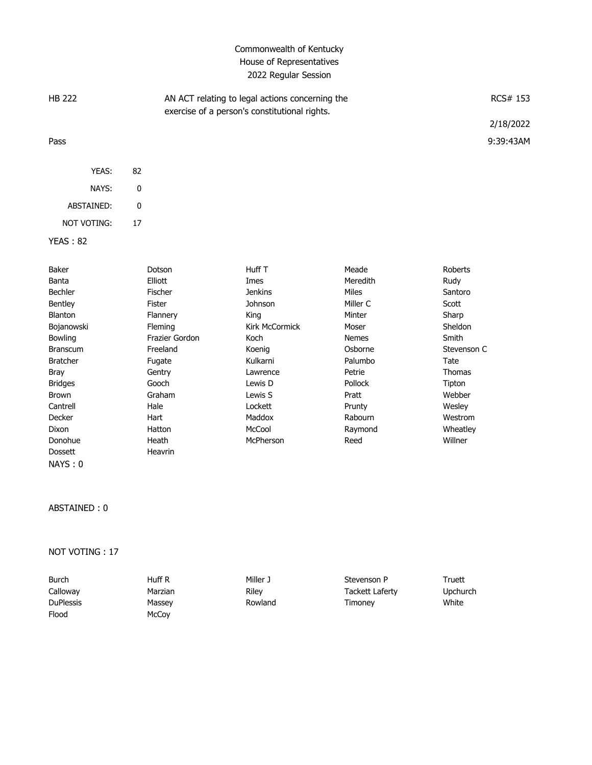# Commonwealth of Kentucky
## House of Representatives
### 2022 Regular Session

| HB 222 | AN ACT relating to legal actions concerning the exercise of a person's constitutional rights. | RCS# 153 |
|---|---|---|
| | | 2/18/2022 |
| Pass | | 9:39:43AM |

| | |
|---|---|
| YEAS: | 82 |
| NAYS: | 0 |
| ABSTAINED: | 0 |
| NOT VOTING: | 17 |

**YEAS : 82**

| | | | | |
|---|---|---|---|---|
| Baker | Dotson | Huff T | Meade | Roberts |
| Banta | Elliott | Imes | Meredith | Rudy |
| Bechler | Fischer | Jenkins | Miles | Santoro |
| Bentley | Fister | Johnson | Miller C | Scott |
| Blanton | Flannery | King | Minter | Sharp |
| Bojanowski | Fleming | Kirk McCormick | Moser | Sheldon |
| Bowling | Frazier Gordon | Koch | Nemes | Smith |
| Branscum | Freeland | Koenig | Osborne | Stevenson C |
| Bratcher | Fugate | Kulkarni | Palumbo | Tate |
| Bray | Gentry | Lawrence | Petrie | Thomas |
| Bridges | Gooch | Lewis D | Pollock | Tipton |
| Brown | Graham | Lewis S | Pratt | Webber |
| Cantrell | Hale | Lockett | Prunty | Wesley |
| Decker | Hart | Maddox | Rabourn | Westrom |
| Dixon | Hatton | McCool | Raymond | Wheatley |
| Donohue | Heath | McPherson | Reed | Willner |
| Dossett | Heavrin | | | |

**NAYS : 0**

**ABSTAINED : 0**

**NOT VOTING : 17**

| | | | | |
|---|---|---|---|---|
| Burch | Huff R | Miller J | Stevenson P | Truett |
| Calloway | Marzian | Riley | Tackett Laferty | Upchurch |
| DuPlessis | Massey | Rowland | Timoney | White |
| Flood | McCoy | | | |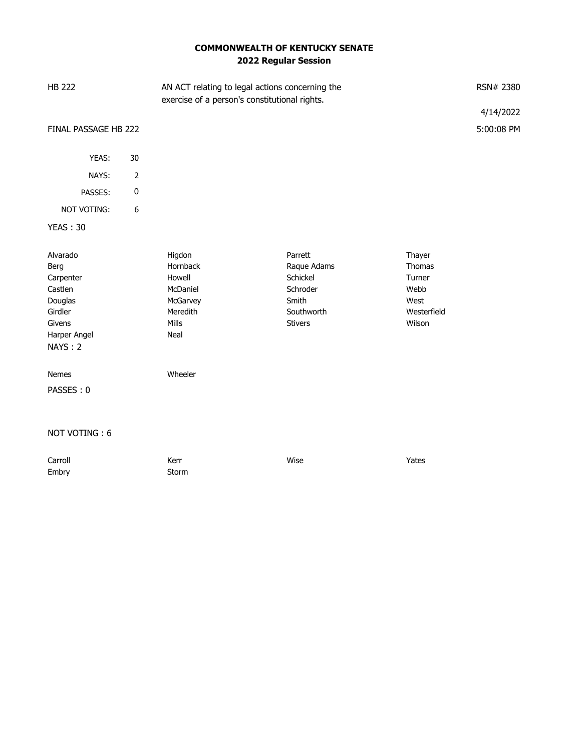**COMMONWEALTH OF KENTUCKY SENATE**
**2022 Regular Session**

HB 222 — AN ACT relating to legal actions concerning the exercise of a person's constitutional rights. — RSN# 2380

4/14/2022

FINAL PASSAGE HB 222 — 5:00:08 PM

| | |
|---|---|
| YEAS: | 30 |
| NAYS: | 2 |
| PASSES: | 0 |
| NOT VOTING: | 6 |

YEAS : 30

| | | | |
|---|---|---|---|
| Alvarado | Higdon | Parrett | Thayer |
| Berg | Hornback | Raque Adams | Thomas |
| Carpenter | Howell | Schickel | Turner |
| Castlen | McDaniel | Schroder | Webb |
| Douglas | McGarvey | Smith | West |
| Girdler | Meredith | Southworth | Westerfield |
| Givens | Mills | Stivers | Wilson |
| Harper Angel | Neal | | |

NAYS : 2

| | |
|---|---|
| Nemes | Wheeler |

PASSES : 0

NOT VOTING : 6

| | | | |
|---|---|---|---|
| Carroll | Kerr | Wise | Yates |
| Embry | Storm | | |